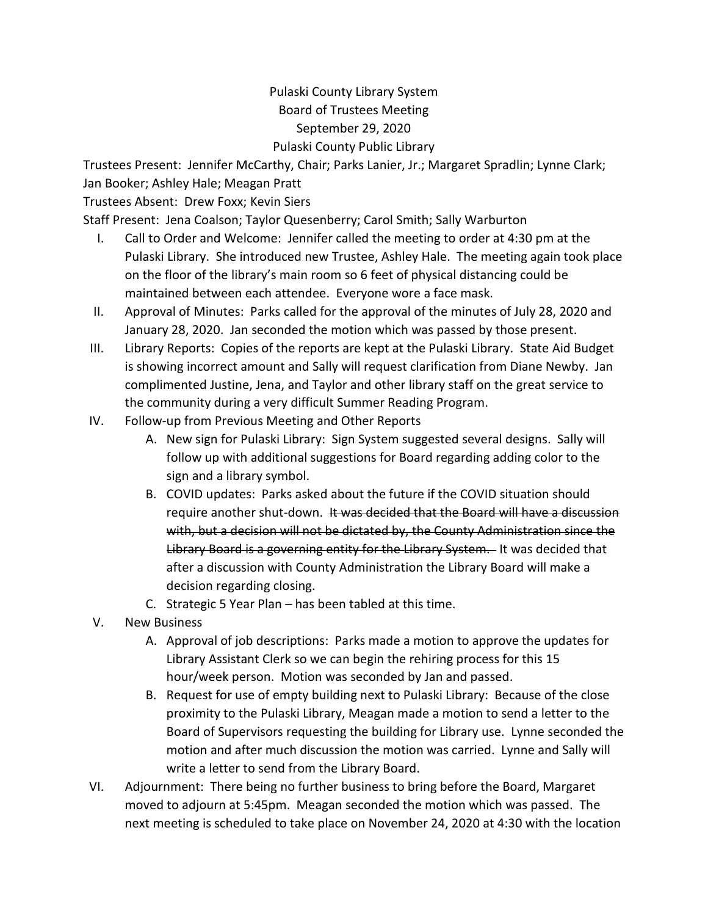# Pulaski County Library System
## Board of Trustees Meeting
## September 29, 2020
## Pulaski County Public Library

Trustees Present: Jennifer McCarthy, Chair; Parks Lanier, Jr.; Margaret Spradlin; Lynne Clark; Jan Booker; Ashley Hale; Meagan Pratt

Trustees Absent: Drew Foxx; Kevin Siers

Staff Present: Jena Coalson; Taylor Quesenberry; Carol Smith; Sally Warburton

I. Call to Order and Welcome: Jennifer called the meeting to order at 4:30 pm at the Pulaski Library. She introduced new Trustee, Ashley Hale. The meeting again took place on the floor of the library's main room so 6 feet of physical distancing could be maintained between each attendee. Everyone wore a face mask.

II. Approval of Minutes: Parks called for the approval of the minutes of July 28, 2020 and January 28, 2020. Jan seconded the motion which was passed by those present.

III. Library Reports: Copies of the reports are kept at the Pulaski Library. State Aid Budget is showing incorrect amount and Sally will request clarification from Diane Newby. Jan complimented Justine, Jena, and Taylor and other library staff on the great service to the community during a very difficult Summer Reading Program.

IV. Follow-up from Previous Meeting and Other Reports

   A. New sign for Pulaski Library: Sign System suggested several designs. Sally will follow up with additional suggestions for Board regarding adding color to the sign and a library symbol.

   B. COVID updates: Parks asked about the future if the COVID situation should require another shut-down. ~~It was decided that the Board will have a discussion with, but a decision will not be dictated by, the County Administration since the Library Board is a governing entity for the Library System.~~ It was decided that after a discussion with County Administration the Library Board will make a decision regarding closing.

   C. Strategic 5 Year Plan – has been tabled at this time.

V. New Business

   A. Approval of job descriptions: Parks made a motion to approve the updates for Library Assistant Clerk so we can begin the rehiring process for this 15 hour/week person. Motion was seconded by Jan and passed.

   B. Request for use of empty building next to Pulaski Library: Because of the close proximity to the Pulaski Library, Meagan made a motion to send a letter to the Board of Supervisors requesting the building for Library use. Lynne seconded the motion and after much discussion the motion was carried. Lynne and Sally will write a letter to send from the Library Board.

VI. Adjournment: There being no further business to bring before the Board, Margaret moved to adjourn at 5:45pm. Meagan seconded the motion which was passed. The next meeting is scheduled to take place on November 24, 2020 at 4:30 with the location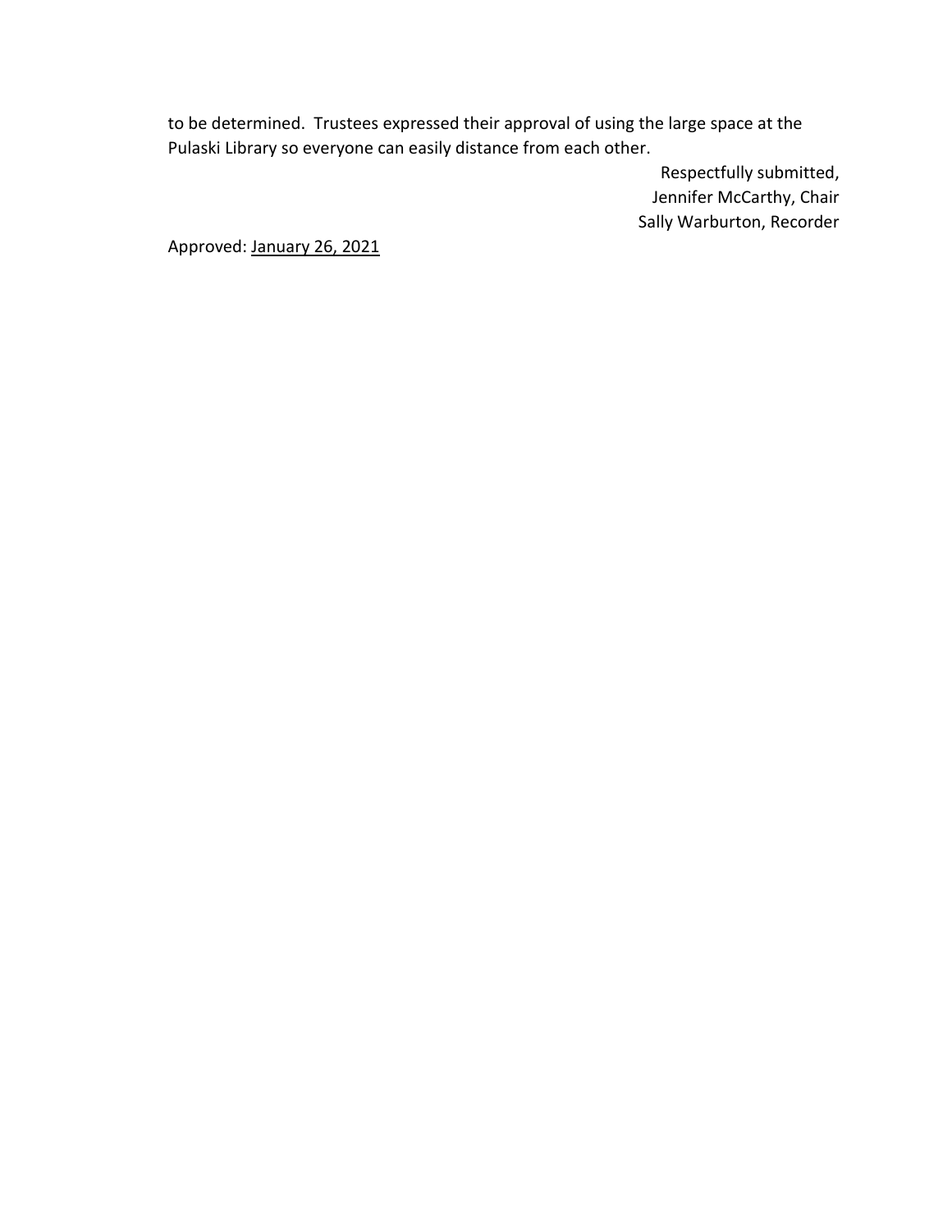to be determined. Trustees expressed their approval of using the large space at the Pulaski Library so everyone can easily distance from each other.

Respectfully submitted,  
Jennifer McCarthy, Chair  
Sally Warburton, Recorder

Approved: January 26, 2021